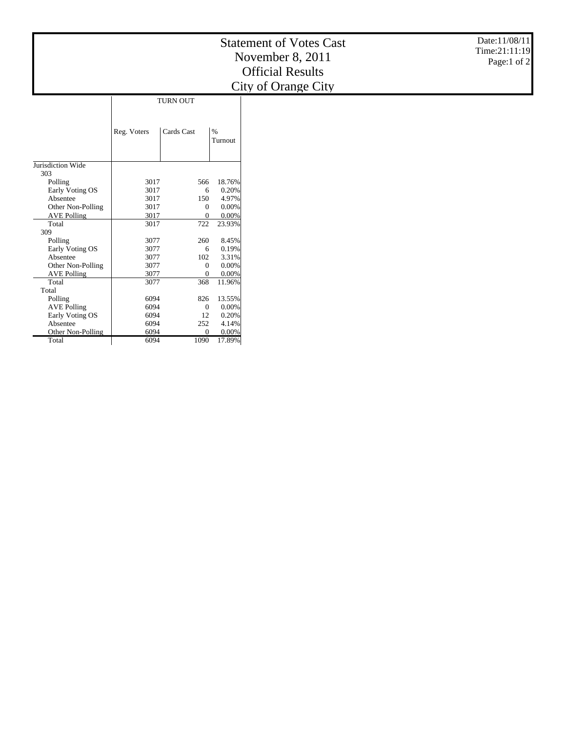# Statement of Votes Cast
# November 8, 2011
# Official Results
# City of Orange City

Date:11/08/11
Time:21:11:19

| | TURN OUT | | |
|---|---|---|---|
| | Reg. Voters | Cards Cast | % Turnout |
| Jurisdiction Wide | | | |
| 303 | | | |
| Polling | 3017 | 566 | 18.76% |
| Early Voting OS | 3017 | 6 | 0.20% |
| Absentee | 3017 | 150 | 4.97% |
| Other Non-Polling | 3017 | 0 | 0.00% |
| AVE Polling | 3017 | 0 | 0.00% |
| Total | 3017 | 722 | 23.93% |
| 309 | | | |
| Polling | 3077 | 260 | 8.45% |
| Early Voting OS | 3077 | 6 | 0.19% |
| Absentee | 3077 | 102 | 3.31% |
| Other Non-Polling | 3077 | 0 | 0.00% |
| AVE Polling | 3077 | 0 | 0.00% |
| Total | 3077 | 368 | 11.96% |
| Total | | | |
| Polling | 6094 | 826 | 13.55% |
| AVE Polling | 6094 | 0 | 0.00% |
| Early Voting OS | 6094 | 12 | 0.20% |
| Absentee | 6094 | 252 | 4.14% |
| Other Non-Polling | 6094 | 0 | 0.00% |
| Total | 6094 | 1090 | 17.89% |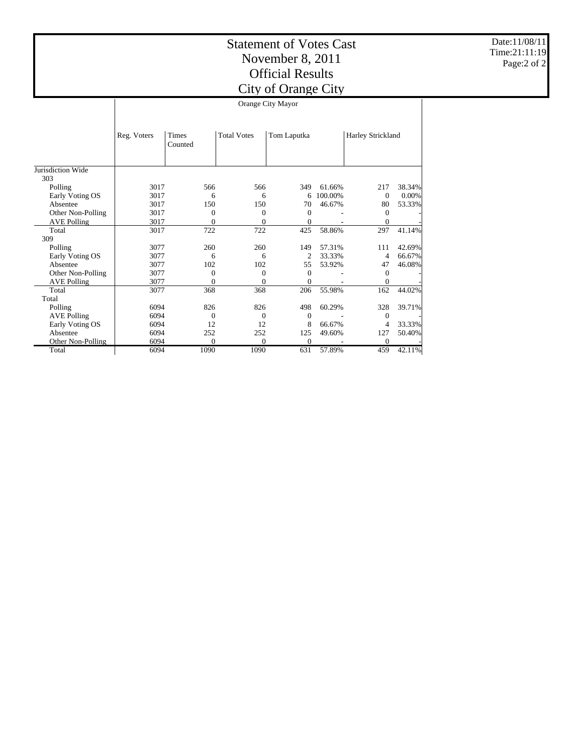# Statement of Votes Cast
# November 8, 2011
# Official Results
# City of Orange City

Date:11/08/11
Time:21:11:19

| | Orange City Mayor | | | | | | |
|---|---|---|---|---|---|---|---|
| | Reg. Voters | Times Counted | Total Votes | Tom Laputka | | Harley Strickland | |
| **Jurisdiction Wide** | | | | | | | |
| **303** | | | | | | | |
| Polling | 3017 | 566 | 566 | 349 | 61.66% | 217 | 38.34% |
| Early Voting OS | 3017 | 6 | 6 | 6 | 100.00% | 0 | 0.00% |
| Absentee | 3017 | 150 | 150 | 70 | 46.67% | 80 | 53.33% |
| Other Non-Polling | 3017 | 0 | 0 | 0 | - | 0 | - |
| AVE Polling | 3017 | 0 | 0 | 0 | - | 0 | - |
| Total | 3017 | 722 | 722 | 425 | 58.86% | 297 | 41.14% |
| **309** | | | | | | | |
| Polling | 3077 | 260 | 260 | 149 | 57.31% | 111 | 42.69% |
| Early Voting OS | 3077 | 6 | 6 | 2 | 33.33% | 4 | 66.67% |
| Absentee | 3077 | 102 | 102 | 55 | 53.92% | 47 | 46.08% |
| Other Non-Polling | 3077 | 0 | 0 | 0 | - | 0 | - |
| AVE Polling | 3077 | 0 | 0 | 0 | - | 0 | - |
| Total | 3077 | 368 | 368 | 206 | 55.98% | 162 | 44.02% |
| **Total** | | | | | | | |
| Polling | 6094 | 826 | 826 | 498 | 60.29% | 328 | 39.71% |
| AVE Polling | 6094 | 0 | 0 | 0 | - | 0 | - |
| Early Voting OS | 6094 | 12 | 12 | 8 | 66.67% | 4 | 33.33% |
| Absentee | 6094 | 252 | 252 | 125 | 49.60% | 127 | 50.40% |
| Other Non-Polling | 6094 | 0 | 0 | 0 | - | 0 | - |
| Total | 6094 | 1090 | 1090 | 631 | 57.89% | 459 | 42.11% |